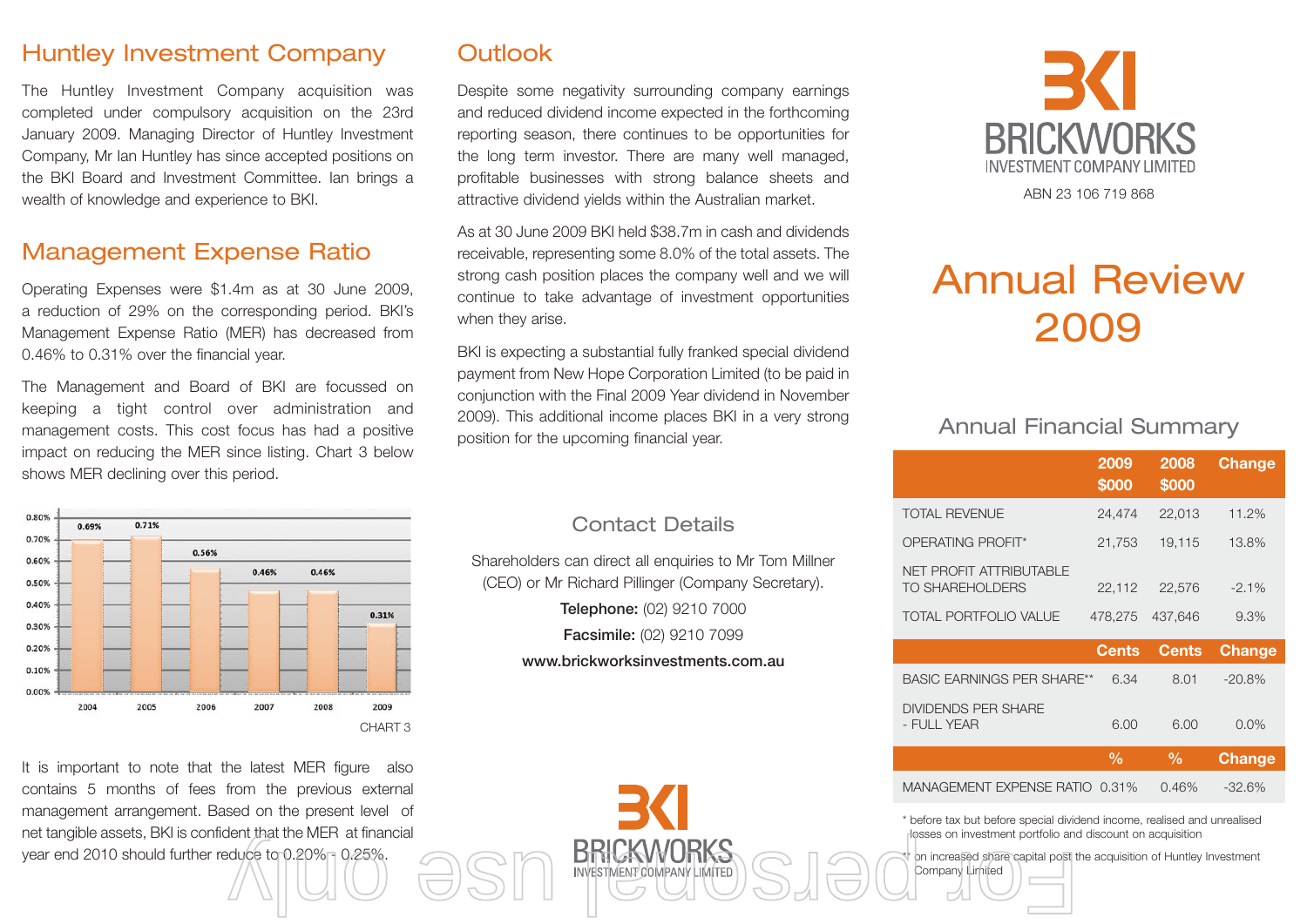## Huntley Investment Company

The Huntley Investment Company acquisition was completed under compulsory acquisition on the 23rd January 2009. Managing Director of Huntley Investment Company, Mr Ian Huntley has since accepted positions on the BKI Board and Investment Committee. Ian brings a wealth of knowledge and experience to BKI.

## Management Expense Ratio

Operating Expenses were $1.4m as at 30 June 2009, a reduction of 29% on the corresponding period. BKI's Management Expense Ratio (MER) has decreased from 0.46% to 0.31% over the financial year.

The Management and Board of BKI are focussed on keeping a tight control over administration and management costs. This cost focus has had a positive impact on reducing the MER since listing. Chart 3 below shows MER declining over this period.

| Year | MER |
|---|---|
| 2004 | 0.69% |
| 2005 | 0.71% |
| 2006 | 0.56% |
| 2007 | 0.46% |
| 2008 | 0.46% |
| 2009 | 0.31% |

CHART 3

It is important to note that the latest MER figure also contains 5 months of fees from the previous external management arrangement. Based on the present level of net tangible assets, BKI is confident that the MER at financial year end 2010 should further reduce to 0.20% - 0.25%.

## Outlook

Despite some negativity surrounding company earnings and reduced dividend income expected in the forthcoming reporting season, there continues to be opportunities for the long term investor. There are many well managed, profitable businesses with strong balance sheets and attractive dividend yields within the Australian market.

As at 30 June 2009 BKI held $38.7m in cash and dividends receivable, representing some 8.0% of the total assets. The strong cash position places the company well and we will continue to take advantage of investment opportunities when they arise.

BKI is expecting a substantial fully franked special dividend payment from New Hope Corporation Limited (to be paid in conjunction with the Final 2009 Year dividend in November 2009). This additional income places BKI in a very strong position for the upcoming financial year.

### Contact Details

Shareholders can direct all enquiries to Mr Tom Millner (CEO) or Mr Richard Pillinger (Company Secretary).

**Telephone:** (02) 9210 7000

**Facsimile:** (02) 9210 7099

**www.brickworksinvestments.com.au**

BKI BRICKWORKS INVESTMENT COMPANY LIMITED

ABN 23 106 719 868

# Annual Review 2009

## Annual Financial Summary

| | 2009 $000 | 2008 $000 | Change |
|---|---|---|---|
| TOTAL REVENUE | 24,474 | 22,013 | 11.2% |
| OPERATING PROFIT* | 21,753 | 19,115 | 13.8% |
| NET PROFIT ATTRIBUTABLE TO SHAREHOLDERS | 22,112 | 22,576 | -2.1% |
| TOTAL PORTFOLIO VALUE | 478,275 | 437,646 | 9.3% |
| | **Cents** | **Cents** | **Change** |
| BASIC EARNINGS PER SHARE** | 6.34 | 8.01 | -20.8% |
| DIVIDENDS PER SHARE - FULL YEAR | 6.00 | 6.00 | 0.0% |
| | **%** | **%** | **Change** |
| MANAGEMENT EXPENSE RATIO | 0.31% | 0.46% | -32.6% |

\* before tax but before special dividend income, realised and unrealised losses on investment portfolio and discount on acquisition

\*\* on increased share capital post the acquisition of Huntley Investment Company Limited

BKI BRICKWORKS INVESTMENT COMPANY LIMITED

For personal use only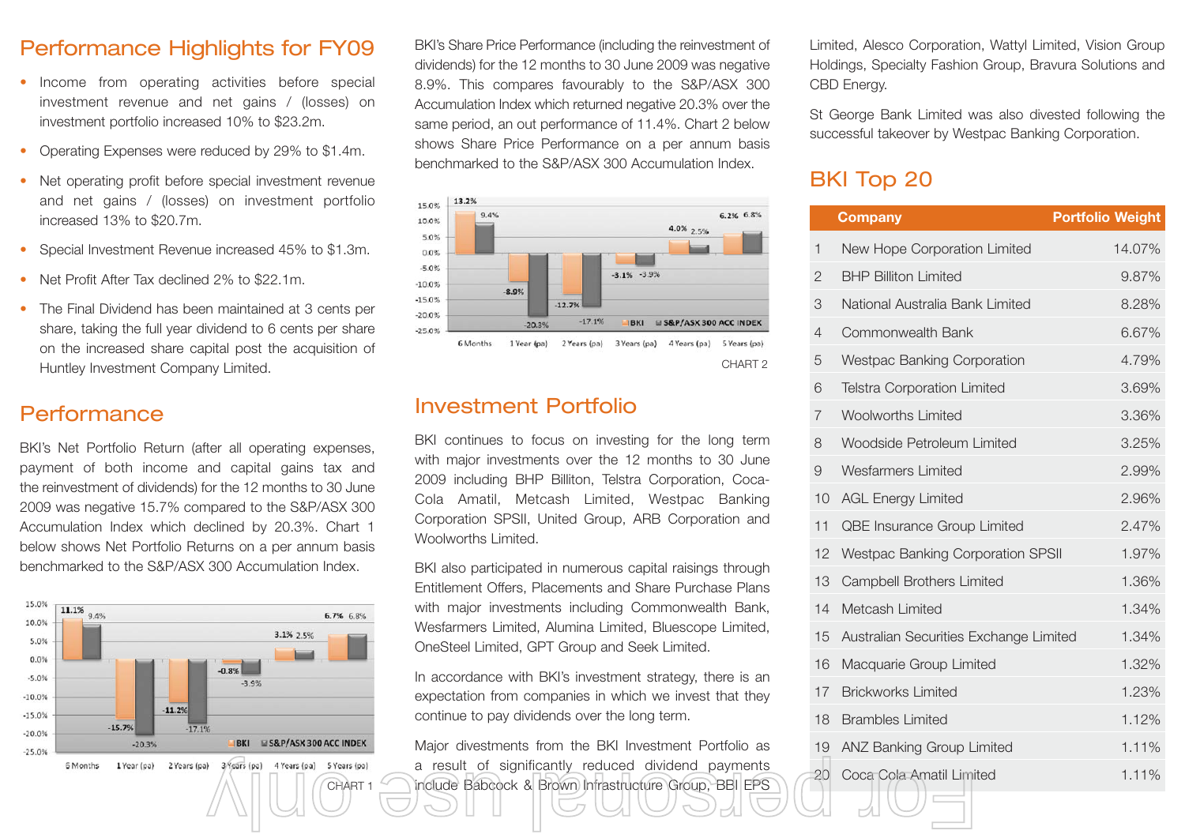## Performance Highlights for FY09

- Income from operating activities before special investment revenue and net gains / (losses) on investment portfolio increased 10% to $23.2m.
- Operating Expenses were reduced by 29% to $1.4m.
- Net operating profit before special investment revenue and net gains / (losses) on investment portfolio increased 13% to $20.7m.
- Special Investment Revenue increased 45% to $1.3m.
- Net Profit After Tax declined 2% to $22.1m.
- The Final Dividend has been maintained at 3 cents per share, taking the full year dividend to 6 cents per share on the increased share capital post the acquisition of Huntley Investment Company Limited.

## Performance

BKI's Net Portfolio Return (after all operating expenses, payment of both income and capital gains tax and the reinvestment of dividends) for the 12 months to 30 June 2009 was negative 15.7% compared to the S&P/ASX 300 Accumulation Index which declined by 20.3%. Chart 1 below shows Net Portfolio Returns on a per annum basis benchmarked to the S&P/ASX 300 Accumulation Index.

15.0%
10.0%
5.0%
0.0%
-5.0%
-10.0%
-15.0%
-20.0%
-25.0%

11.1% 9.4%
-15.7% -20.3%
-11.2% -17.1%
-0.8% -3.9%
3.1% 2.5%
6.7% 6.8%

BKI   S&P/ASX 300 ACC INDEX

6 Months   1 Year (pa)   2 Years (pa)   3 Years (pa)   4 Years (pa)   5 Years (pa)

CHART 1

BKI's Share Price Performance (including the reinvestment of dividends) for the 12 months to 30 June 2009 was negative 8.9%. This compares favourably to the S&P/ASX 300 Accumulation Index which returned negative 20.3% over the same period, an out performance of 11.4%. Chart 2 below shows Share Price Performance on a per annum basis benchmarked to the S&P/ASX 300 Accumulation Index.

15.0%
10.0%
5.0%
0.0%
-5.0%
-10.0%
-15.0%
-20.0%
-25.0%

13.2% 9.4%
-8.9% -20.3%
-12.7% -17.1%
-3.1% -3.9%
4.0% 2.5%
6.2% 6.8%

BKI   S&P/ASX 300 ACC INDEX

6 Months   1 Year (pa)   2 Years (pa)   3 Years (pa)   4 Years (pa)   5 Years (pa)

CHART 2

## Investment Portfolio

BKI continues to focus on investing for the long term with major investments over the 12 months to 30 June 2009 including BHP Billiton, Telstra Corporation, Coca-Cola Amatil, Metcash Limited, Westpac Banking Corporation SPSII, United Group, ARB Corporation and Woolworths Limited.

BKI also participated in numerous capital raisings through Entitlement Offers, Placements and Share Purchase Plans with major investments including Commonwealth Bank, Wesfarmers Limited, Alumina Limited, Bluescope Limited, OneSteel Limited, GPT Group and Seek Limited.

In accordance with BKI's investment strategy, there is an expectation from companies in which we invest that they continue to pay dividends over the long term.

Major divestments from the BKI Investment Portfolio as a result of significantly reduced dividend payments include Babcock & Brown Infrastructure Group, BBI EPS Limited, Alesco Corporation, Wattyl Limited, Vision Group Holdings, Specialty Fashion Group, Bravura Solutions and CBD Energy.

St George Bank Limited was also divested following the successful takeover by Westpac Banking Corporation.

## BKI Top 20

| | Company | Portfolio Weight |
|---|---|---|
| 1 | New Hope Corporation Limited | 14.07% |
| 2 | BHP Billiton Limited | 9.87% |
| 3 | National Australia Bank Limited | 8.28% |
| 4 | Commonwealth Bank | 6.67% |
| 5 | Westpac Banking Corporation | 4.79% |
| 6 | Telstra Corporation Limited | 3.69% |
| 7 | Woolworths Limited | 3.36% |
| 8 | Woodside Petroleum Limited | 3.25% |
| 9 | Wesfarmers Limited | 2.99% |
| 10 | AGL Energy Limited | 2.96% |
| 11 | QBE Insurance Group Limited | 2.47% |
| 12 | Westpac Banking Corporation SPSII | 1.97% |
| 13 | Campbell Brothers Limited | 1.36% |
| 14 | Metcash Limited | 1.34% |
| 15 | Australian Securities Exchange Limited | 1.34% |
| 16 | Macquarie Group Limited | 1.32% |
| 17 | Brickworks Limited | 1.23% |
| 18 | Brambles Limited | 1.12% |
| 19 | ANZ Banking Group Limited | 1.11% |
| 20 | Coca Cola Amatil Limited | 1.11% |